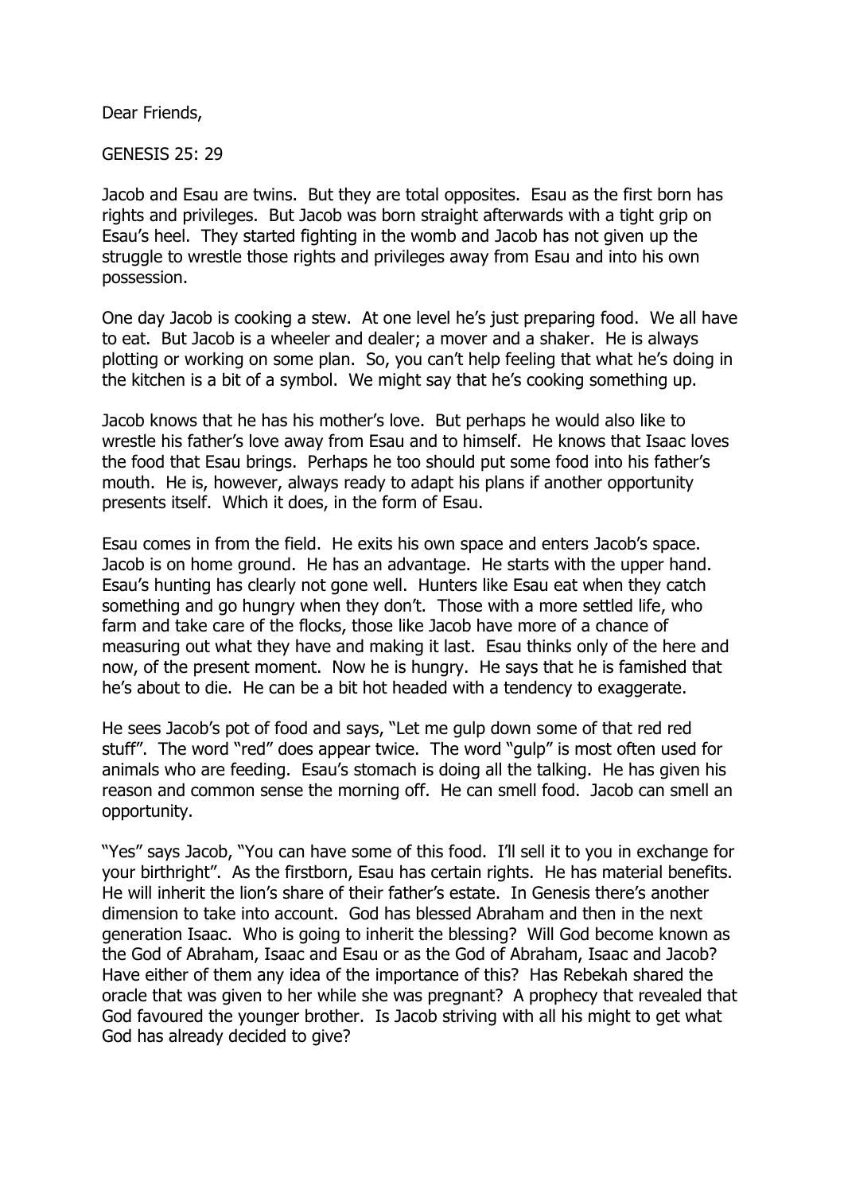Dear Friends,

GENESIS 25: 29

Jacob and Esau are twins. But they are total opposites. Esau as the first born has rights and privileges. But Jacob was born straight afterwards with a tight grip on Esau's heel. They started fighting in the womb and Jacob has not given up the struggle to wrestle those rights and privileges away from Esau and into his own possession.

One day Jacob is cooking a stew. At one level he's just preparing food. We all have to eat. But Jacob is a wheeler and dealer; a mover and a shaker. He is always plotting or working on some plan. So, you can't help feeling that what he's doing in the kitchen is a bit of a symbol. We might say that he's cooking something up.

Jacob knows that he has his mother's love. But perhaps he would also like to wrestle his father's love away from Esau and to himself. He knows that Isaac loves the food that Esau brings. Perhaps he too should put some food into his father's mouth. He is, however, always ready to adapt his plans if another opportunity presents itself. Which it does, in the form of Esau.

Esau comes in from the field. He exits his own space and enters Jacob's space. Jacob is on home ground. He has an advantage. He starts with the upper hand. Esau's hunting has clearly not gone well. Hunters like Esau eat when they catch something and go hungry when they don't. Those with a more settled life, who farm and take care of the flocks, those like Jacob have more of a chance of measuring out what they have and making it last. Esau thinks only of the here and now, of the present moment. Now he is hungry. He says that he is famished that he's about to die. He can be a bit hot headed with a tendency to exaggerate.

He sees Jacob's pot of food and says, "Let me gulp down some of that red red stuff". The word "red" does appear twice. The word "gulp" is most often used for animals who are feeding. Esau's stomach is doing all the talking. He has given his reason and common sense the morning off. He can smell food. Jacob can smell an opportunity.

"Yes" says Jacob, "You can have some of this food. I'll sell it to you in exchange for your birthright". As the firstborn, Esau has certain rights. He has material benefits. He will inherit the lion's share of their father's estate. In Genesis there's another dimension to take into account. God has blessed Abraham and then in the next generation Isaac. Who is going to inherit the blessing? Will God become known as the God of Abraham, Isaac and Esau or as the God of Abraham, Isaac and Jacob? Have either of them any idea of the importance of this? Has Rebekah shared the oracle that was given to her while she was pregnant? A prophecy that revealed that God favoured the younger brother. Is Jacob striving with all his might to get what God has already decided to give?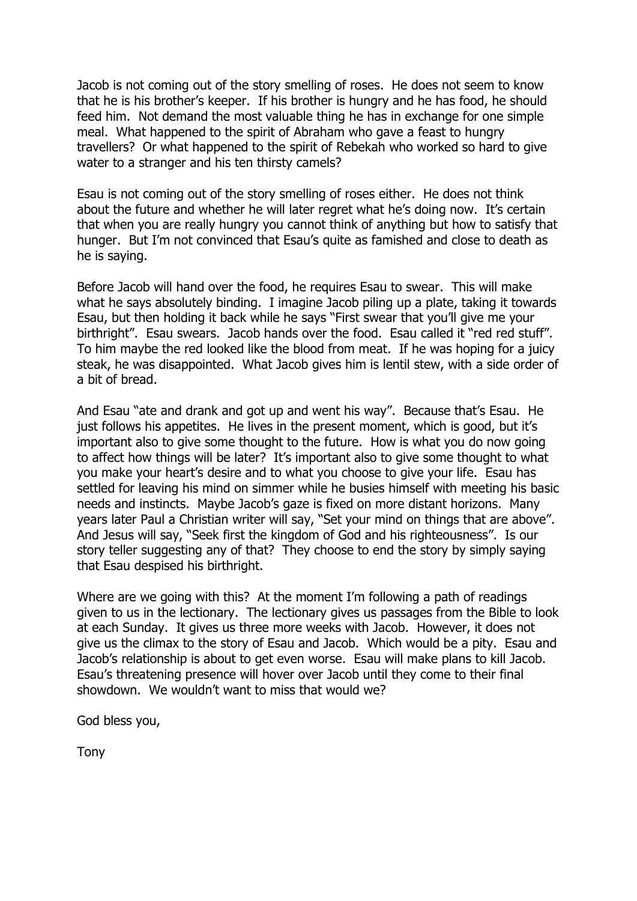Jacob is not coming out of the story smelling of roses. He does not seem to know that he is his brother's keeper. If his brother is hungry and he has food, he should feed him. Not demand the most valuable thing he has in exchange for one simple meal. What happened to the spirit of Abraham who gave a feast to hungry travellers? Or what happened to the spirit of Rebekah who worked so hard to give water to a stranger and his ten thirsty camels?

Esau is not coming out of the story smelling of roses either. He does not think about the future and whether he will later regret what he's doing now. It's certain that when you are really hungry you cannot think of anything but how to satisfy that hunger. But I'm not convinced that Esau's quite as famished and close to death as he is saying.

Before Jacob will hand over the food, he requires Esau to swear. This will make what he says absolutely binding. I imagine Jacob piling up a plate, taking it towards Esau, but then holding it back while he says "First swear that you'll give me your birthright". Esau swears. Jacob hands over the food. Esau called it "red red stuff". To him maybe the red looked like the blood from meat. If he was hoping for a juicy steak, he was disappointed. What Jacob gives him is lentil stew, with a side order of a bit of bread.

And Esau "ate and drank and got up and went his way". Because that's Esau. He just follows his appetites. He lives in the present moment, which is good, but it's important also to give some thought to the future. How is what you do now going to affect how things will be later? It's important also to give some thought to what you make your heart's desire and to what you choose to give your life. Esau has settled for leaving his mind on simmer while he busies himself with meeting his basic needs and instincts. Maybe Jacob's gaze is fixed on more distant horizons. Many years later Paul a Christian writer will say, "Set your mind on things that are above". And Jesus will say, "Seek first the kingdom of God and his righteousness". Is our story teller suggesting any of that? They choose to end the story by simply saying that Esau despised his birthright.

Where are we going with this? At the moment I'm following a path of readings given to us in the lectionary. The lectionary gives us passages from the Bible to look at each Sunday. It gives us three more weeks with Jacob. However, it does not give us the climax to the story of Esau and Jacob. Which would be a pity. Esau and Jacob's relationship is about to get even worse. Esau will make plans to kill Jacob. Esau's threatening presence will hover over Jacob until they come to their final showdown. We wouldn't want to miss that would we?

God bless you,

Tony